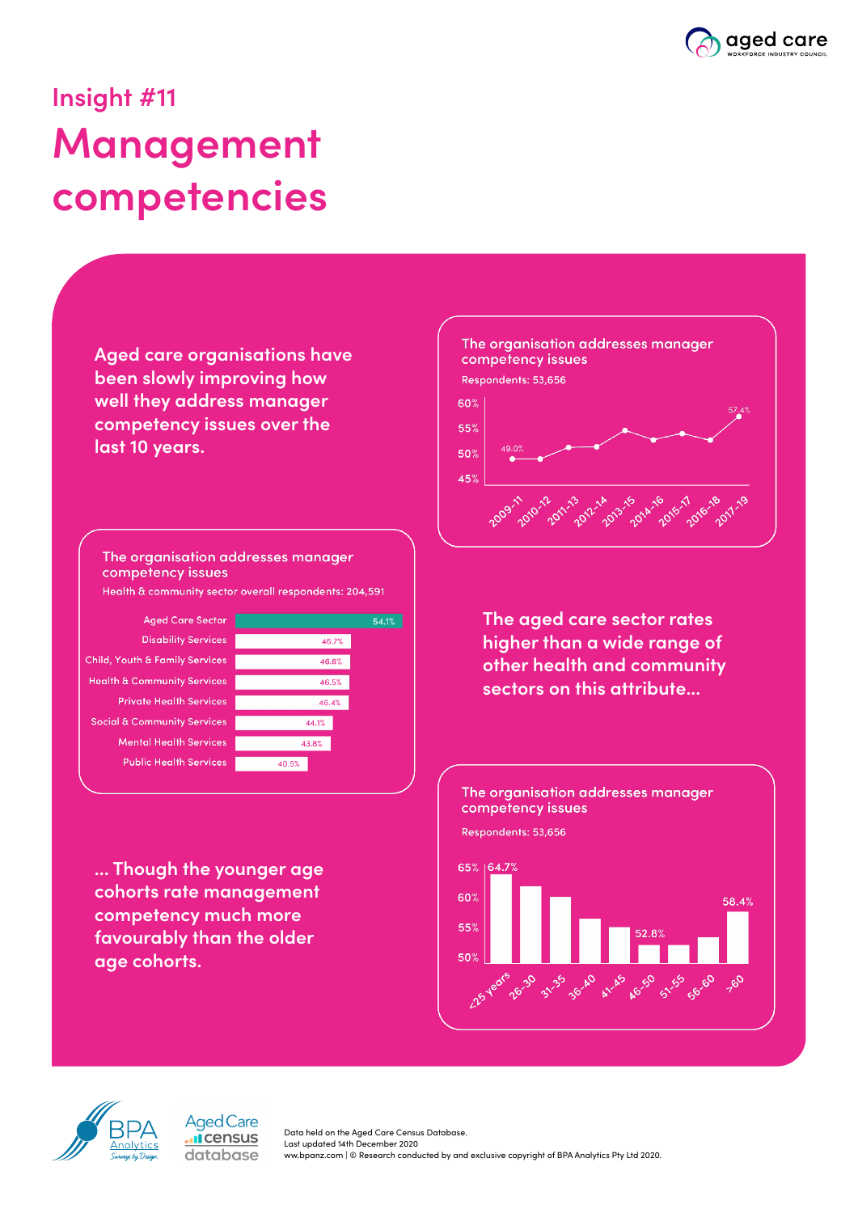## Insight #11

# Management competencies

**Aged care organisations have been slowly improving how well they address manager competency issues over the last 10 years.**

**The organisation addresses manager competency issues**

Respondents: 53,656

| Period | Value |
|---|---|
| 2009-11 | 49.0% |
| 2010-12 | |
| 2011-13 | |
| 2012-14 | |
| 2013-15 | |
| 2014-16 | |
| 2015-17 | |
| 2016-18 | |
| 2017-19 | 57.4% |

**The aged care sector rates higher than a wide range of other health and community sectors on this attribute...**

**The organisation addresses manager competency issues**

Health & community sector overall respondents: 204,591

| Sector | Value |
|---|---|
| Aged Care Sector | 54.1% |
| Disability Services | 46.7% |
| Child, Youth & Family Services | 46.6% |
| Health & Community Services | 46.5% |
| Private Health Services | 46.4% |
| Social & Community Services | 44.1% |
| Mental Health Services | 43.8% |
| Public Health Services | 40.5% |

**... Though the younger age cohorts rate management competency much more favourably than the older age cohorts.**

**The organisation addresses manager competency issues**

Respondents: 53,656

| Age | Value |
|---|---|
| <25 years | 64.7% |
| 26-30 | |
| 31-35 | |
| 36-40 | |
| 41-45 | |
| 46-50 | 52.8% |
| 51-55 | |
| 56-60 | |
| >60 | 58.4% |

Data held on the Aged Care Census Database.
Last updated 14th December 2020
www.bpanz.com | © Research conducted by and exclusive copyright of BPA Analytics Pty Ltd 2020.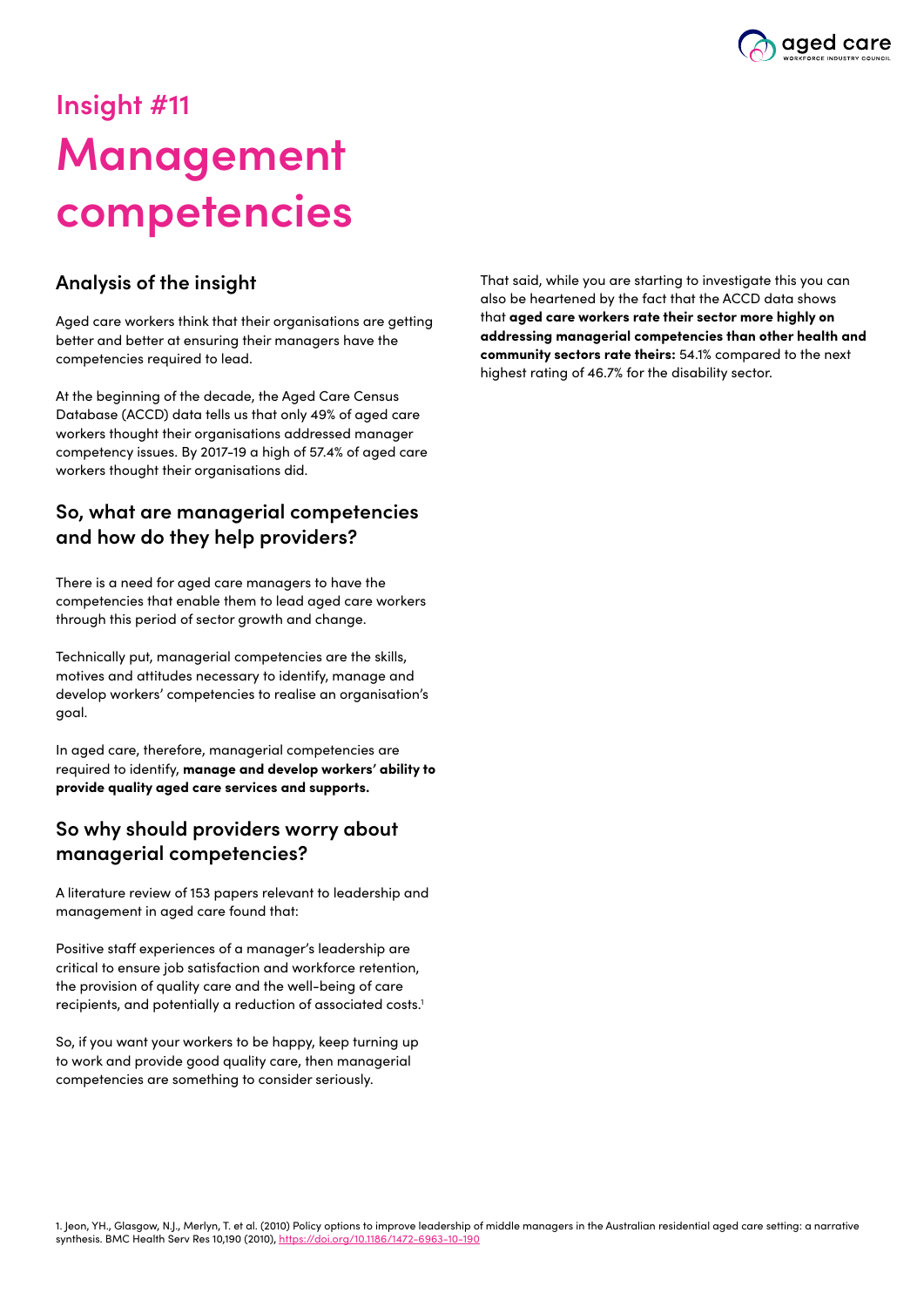## Insight #11

# Management competencies

### Analysis of the insight

Aged care workers think that their organisations are getting better and better at ensuring their managers have the competencies required to lead.

At the beginning of the decade, the Aged Care Census Database (ACCD) data tells us that only 49% of aged care workers thought their organisations addressed manager competency issues. By 2017-19 a high of 57.4% of aged care workers thought their organisations did.

### So, what are managerial competencies and how do they help providers?

There is a need for aged care managers to have the competencies that enable them to lead aged care workers through this period of sector growth and change.

Technically put, managerial competencies are the skills, motives and attitudes necessary to identify, manage and develop workers' competencies to realise an organisation's goal.

In aged care, therefore, managerial competencies are required to identify, **manage and develop workers' ability to provide quality aged care services and supports.**

### So why should providers worry about managerial competencies?

A literature review of 153 papers relevant to leadership and management in aged care found that:

Positive staff experiences of a manager's leadership are critical to ensure job satisfaction and workforce retention, the provision of quality care and the well-being of care recipients, and potentially a reduction of associated costs.[1]

So, if you want your workers to be happy, keep turning up to work and provide good quality care, then managerial competencies are something to consider seriously.

That said, while you are starting to investigate this you can also be heartened by the fact that the ACCD data shows that **aged care workers rate their sector more highly on addressing managerial competencies than other health and community sectors rate theirs:** 54.1% compared to the next highest rating of 46.7% for the disability sector.

1. Jeon, YH., Glasgow, N.J., Merlyn, T. et al. (2010) Policy options to improve leadership of middle managers in the Australian residential aged care setting: a narrative synthesis. BMC Health Serv Res 10,190 (2010), https://doi.org/10.1186/1472-6963-10-190